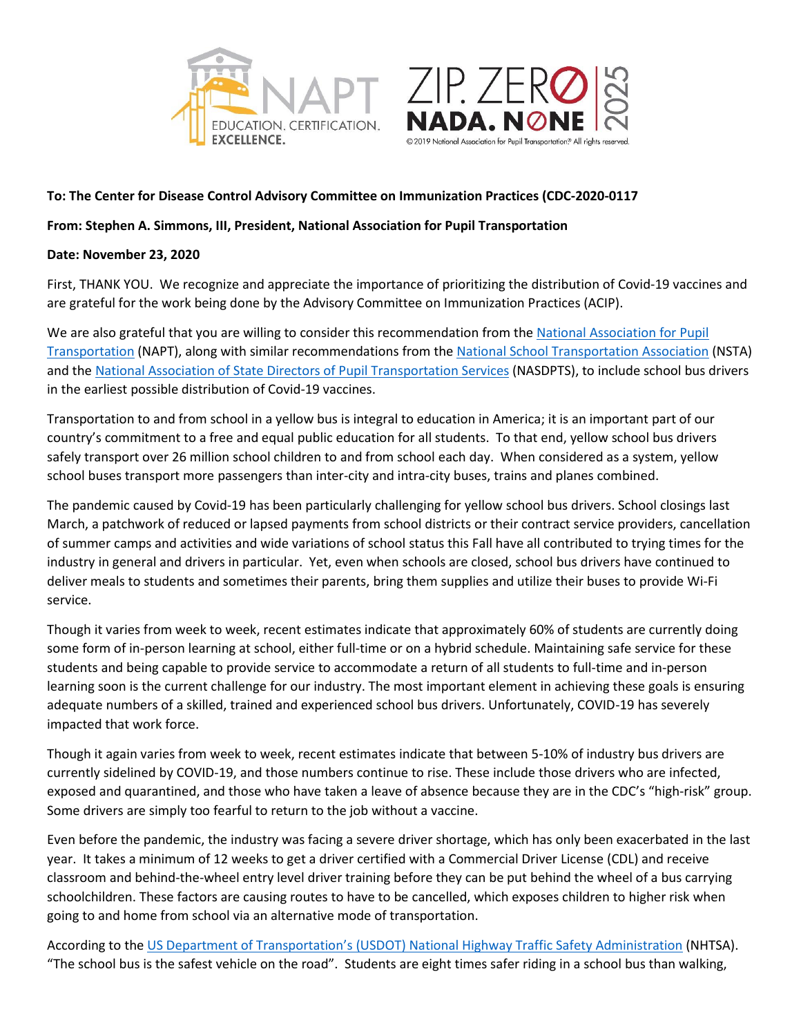NAPT EDUCATION. CERTIFICATION. EXCELLENCE.

ZIP. ZERO NADA. NONE 2025

© 2019 National Association for Pupil Transportation® All rights reserved.

**To: The Center for Disease Control Advisory Committee on Immunization Practices (CDC-2020-0117**

**From: Stephen A. Simmons, III, President, National Association for Pupil Transportation**

**Date: November 23, 2020**

First, THANK YOU. We recognize and appreciate the importance of prioritizing the distribution of Covid-19 vaccines and are grateful for the work being done by the Advisory Committee on Immunization Practices (ACIP).

We are also grateful that you are willing to consider this recommendation from the National Association for Pupil Transportation (NAPT), along with similar recommendations from the National School Transportation Association (NSTA) and the National Association of State Directors of Pupil Transportation Services (NASDPTS), to include school bus drivers in the earliest possible distribution of Covid-19 vaccines.

Transportation to and from school in a yellow bus is integral to education in America; it is an important part of our country's commitment to a free and equal public education for all students. To that end, yellow school bus drivers safely transport over 26 million school children to and from school each day. When considered as a system, yellow school buses transport more passengers than inter-city and intra-city buses, trains and planes combined.

The pandemic caused by Covid-19 has been particularly challenging for yellow school bus drivers. School closings last March, a patchwork of reduced or lapsed payments from school districts or their contract service providers, cancellation of summer camps and activities and wide variations of school status this Fall have all contributed to trying times for the industry in general and drivers in particular. Yet, even when schools are closed, school bus drivers have continued to deliver meals to students and sometimes their parents, bring them supplies and utilize their buses to provide Wi-Fi service.

Though it varies from week to week, recent estimates indicate that approximately 60% of students are currently doing some form of in-person learning at school, either full-time or on a hybrid schedule. Maintaining safe service for these students and being capable to provide service to accommodate a return of all students to full-time and in-person learning soon is the current challenge for our industry. The most important element in achieving these goals is ensuring adequate numbers of a skilled, trained and experienced school bus drivers. Unfortunately, COVID-19 has severely impacted that work force.

Though it again varies from week to week, recent estimates indicate that between 5-10% of industry bus drivers are currently sidelined by COVID-19, and those numbers continue to rise. These include those drivers who are infected, exposed and quarantined, and those who have taken a leave of absence because they are in the CDC's "high-risk" group. Some drivers are simply too fearful to return to the job without a vaccine.

Even before the pandemic, the industry was facing a severe driver shortage, which has only been exacerbated in the last year. It takes a minimum of 12 weeks to get a driver certified with a Commercial Driver License (CDL) and receive classroom and behind-the-wheel entry level driver training before they can be put behind the wheel of a bus carrying schoolchildren. These factors are causing routes to have to be cancelled, which exposes children to higher risk when going to and home from school via an alternative mode of transportation.

According to the US Department of Transportation's (USDOT) National Highway Traffic Safety Administration (NHTSA). "The school bus is the safest vehicle on the road". Students are eight times safer riding in a school bus than walking,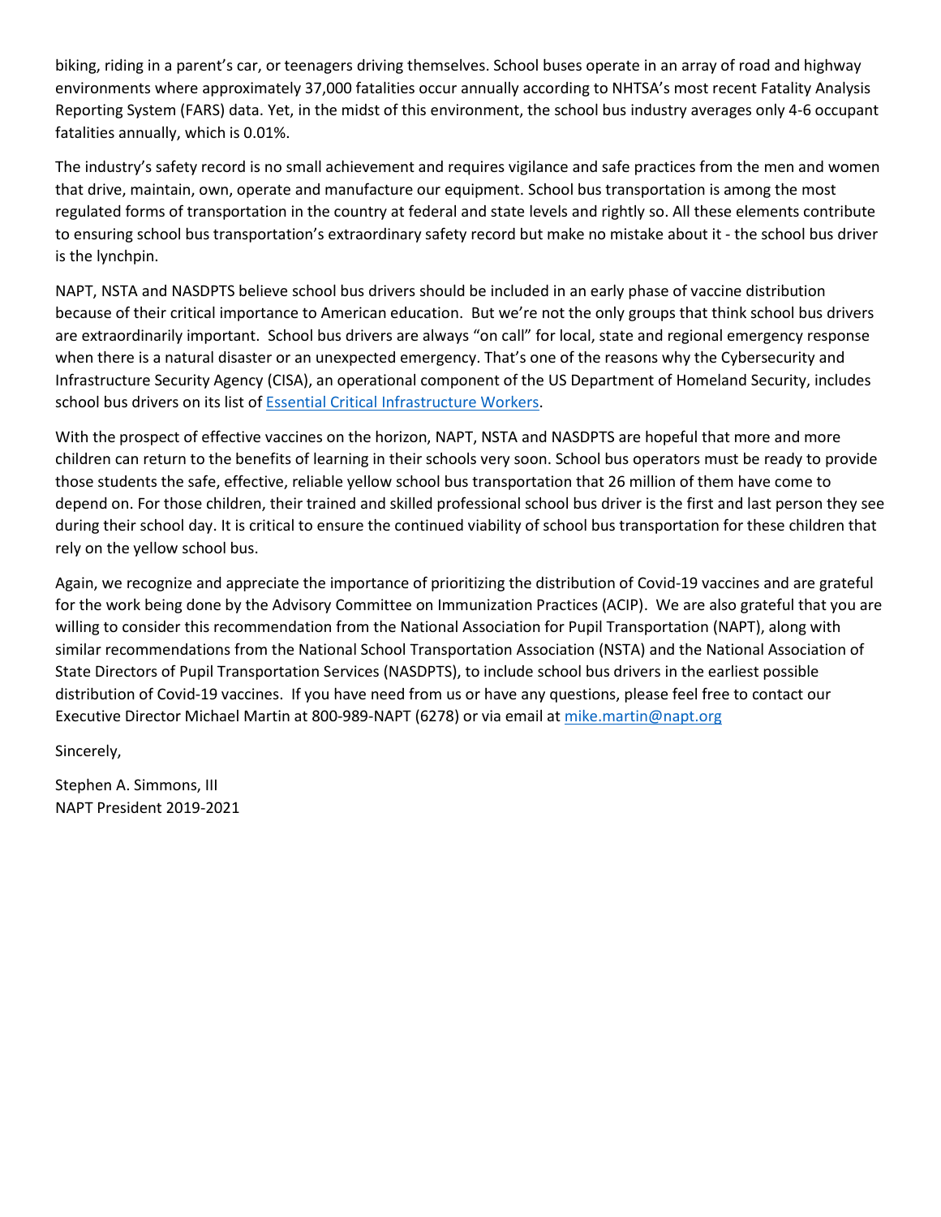biking, riding in a parent's car, or teenagers driving themselves. School buses operate in an array of road and highway environments where approximately 37,000 fatalities occur annually according to NHTSA's most recent Fatality Analysis Reporting System (FARS) data. Yet, in the midst of this environment, the school bus industry averages only 4-6 occupant fatalities annually, which is 0.01%.

The industry's safety record is no small achievement and requires vigilance and safe practices from the men and women that drive, maintain, own, operate and manufacture our equipment. School bus transportation is among the most regulated forms of transportation in the country at federal and state levels and rightly so. All these elements contribute to ensuring school bus transportation's extraordinary safety record but make no mistake about it - the school bus driver is the lynchpin.

NAPT, NSTA and NASDPTS believe school bus drivers should be included in an early phase of vaccine distribution because of their critical importance to American education. But we're not the only groups that think school bus drivers are extraordinarily important. School bus drivers are always "on call" for local, state and regional emergency response when there is a natural disaster or an unexpected emergency. That's one of the reasons why the Cybersecurity and Infrastructure Security Agency (CISA), an operational component of the US Department of Homeland Security, includes school bus drivers on its list of Essential Critical Infrastructure Workers.

With the prospect of effective vaccines on the horizon, NAPT, NSTA and NASDPTS are hopeful that more and more children can return to the benefits of learning in their schools very soon. School bus operators must be ready to provide those students the safe, effective, reliable yellow school bus transportation that 26 million of them have come to depend on. For those children, their trained and skilled professional school bus driver is the first and last person they see during their school day. It is critical to ensure the continued viability of school bus transportation for these children that rely on the yellow school bus.

Again, we recognize and appreciate the importance of prioritizing the distribution of Covid-19 vaccines and are grateful for the work being done by the Advisory Committee on Immunization Practices (ACIP). We are also grateful that you are willing to consider this recommendation from the National Association for Pupil Transportation (NAPT), along with similar recommendations from the National School Transportation Association (NSTA) and the National Association of State Directors of Pupil Transportation Services (NASDPTS), to include school bus drivers in the earliest possible distribution of Covid-19 vaccines. If you have need from us or have any questions, please feel free to contact our Executive Director Michael Martin at 800-989-NAPT (6278) or via email at mike.martin@napt.org

Sincerely,

Stephen A. Simmons, III
NAPT President 2019-2021